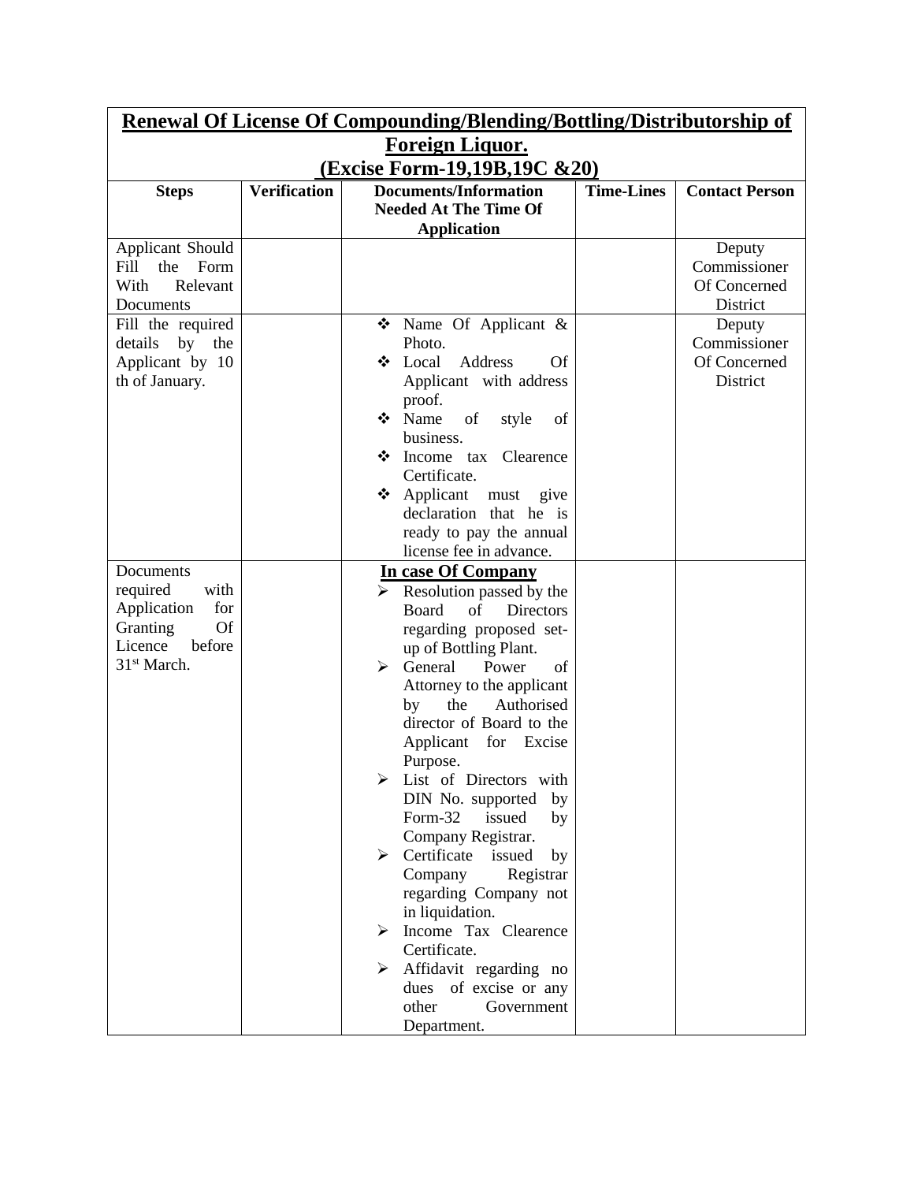## Renewal Of License Of Compounding/Blending/Bottling/Distributorship of Foreign Liquor.

## (Excise Form-19,19B,19C &20)

| Steps | Verification | Documents/Information Needed At The Time Of Application | Time-Lines | Contact Person |
|---|---|---|---|---|
| Applicant Should Fill the Form With Relevant Documents | | | | Deputy Commissioner Of Concerned District |
| Fill the required details by the Applicant by 10 th of January. | | ❖ Name Of Applicant & Photo.<br>❖ Local Address Of Applicant with address proof.<br>❖ Name of style of business.<br>❖ Income tax Clearence Certificate.<br>❖ Applicant must give declaration that he is ready to pay the annual license fee in advance. | | Deputy Commissioner Of Concerned District |
| Documents required with Application for Granting Of Licence before 31st March. | | **In case Of Company**<br>➢ Resolution passed by the Board of Directors regarding proposed set-up of Bottling Plant.<br>➢ General Power of Attorney to the applicant by the Authorised director of Board to the Applicant for Excise Purpose.<br>➢ List of Directors with DIN No. supported by Form-32 issued by Company Registrar.<br>➢ Certificate issued by Company Registrar regarding Company not in liquidation.<br>➢ Income Tax Clearence Certificate.<br>➢ Affidavit regarding no dues of excise or any other Government Department. | | |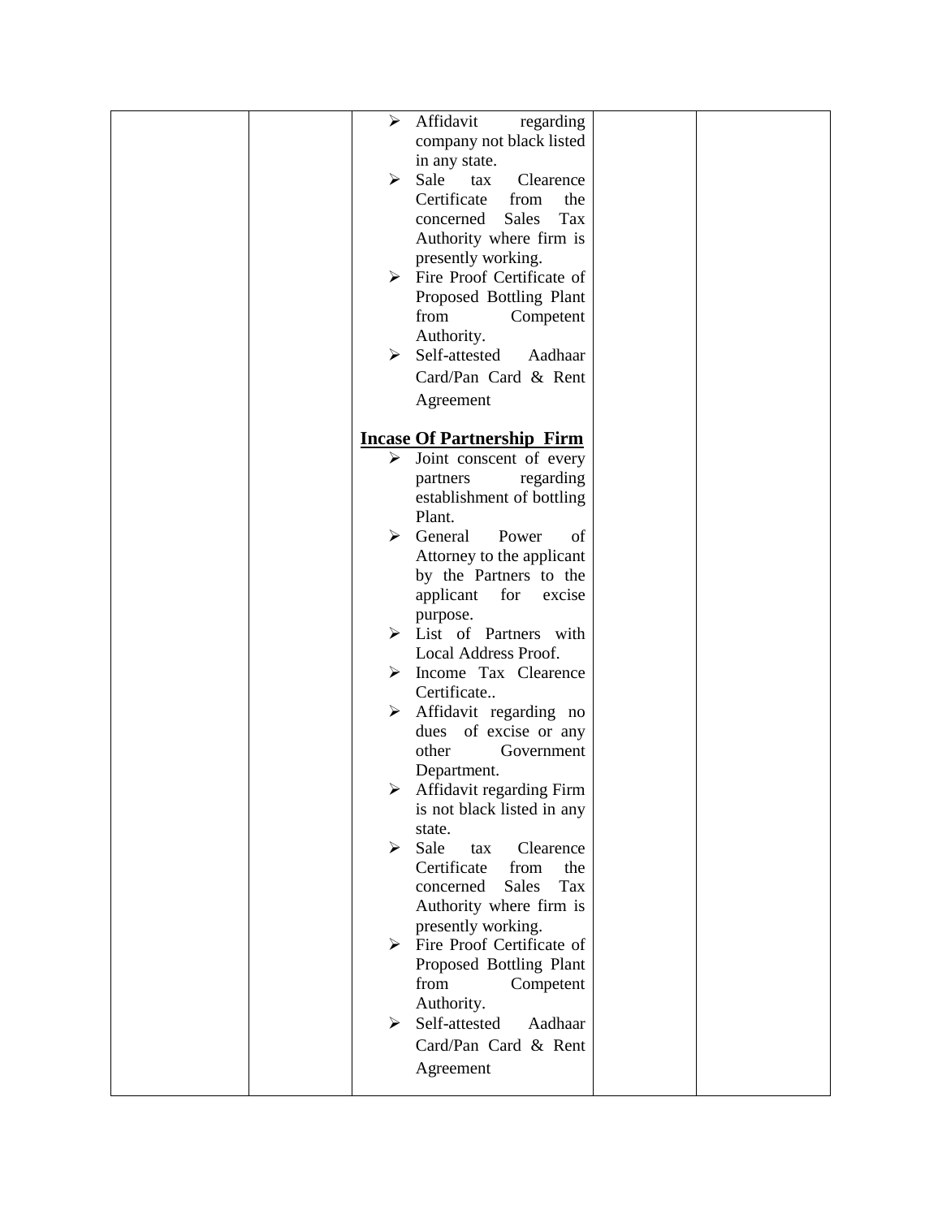| | | | | |
|---|---|---|---|---|
| | | ➢ Affidavit regarding company not black listed in any state.<br>➢ Sale tax Clearence Certificate from the concerned Sales Tax Authority where firm is presently working.<br>➢ Fire Proof Certificate of Proposed Bottling Plant from Competent Authority.<br>➢ Self-attested Aadhaar Card/Pan Card & Rent Agreement<br><br>**<u>Incase Of Partnership Firm</u>**<br>➢ Joint conscent of every partners regarding establishment of bottling Plant.<br>➢ General Power of Attorney to the applicant by the Partners to the applicant for excise purpose.<br>➢ List of Partners with Local Address Proof.<br>➢ Income Tax Clearence Certificate..<br>➢ Affidavit regarding no dues of excise or any other Government Department.<br>➢ Affidavit regarding Firm is not black listed in any state.<br>➢ Sale tax Clearence Certificate from the concerned Sales Tax Authority where firm is presently working.<br>➢ Fire Proof Certificate of Proposed Bottling Plant from Competent Authority.<br>➢ Self-attested Aadhaar Card/Pan Card & Rent Agreement | | |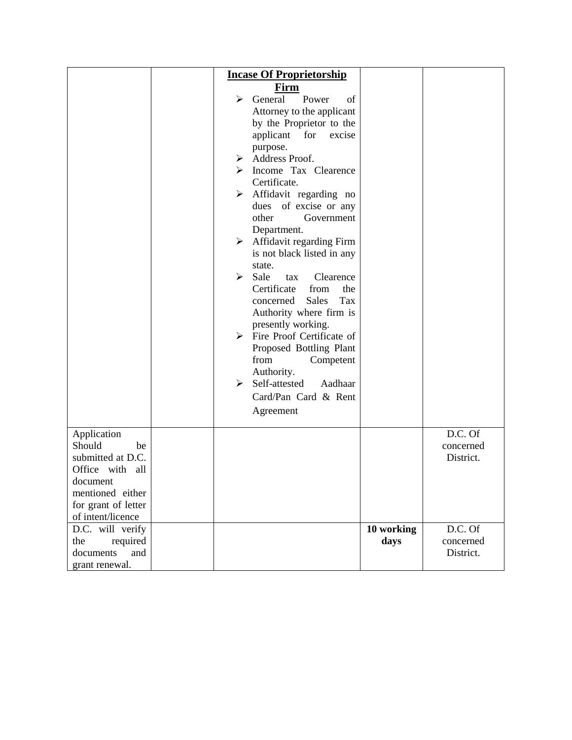| | | | | |
|---|---|---|---|---|
| | | **Incase Of Proprietorship Firm**<br>➢ General Power of Attorney to the applicant by the Proprietor to the applicant for excise purpose.<br>➢ Address Proof.<br>➢ Income Tax Clearence Certificate.<br>➢ Affidavit regarding no dues of excise or any other Government Department.<br>➢ Affidavit regarding Firm is not black listed in any state.<br>➢ Sale tax Clearence Certificate from the concerned Sales Tax Authority where firm is presently working.<br>➢ Fire Proof Certificate of Proposed Bottling Plant from Competent Authority.<br>➢ Self-attested Aadhaar Card/Pan Card & Rent Agreement | | |
| Application Should be submitted at D.C. Office with all document mentioned either for grant of letter of intent/licence | | | | D.C. Of concerned District. |
| D.C. will verify the required documents and grant renewal. | | | **10 working days** | D.C. Of concerned District. |